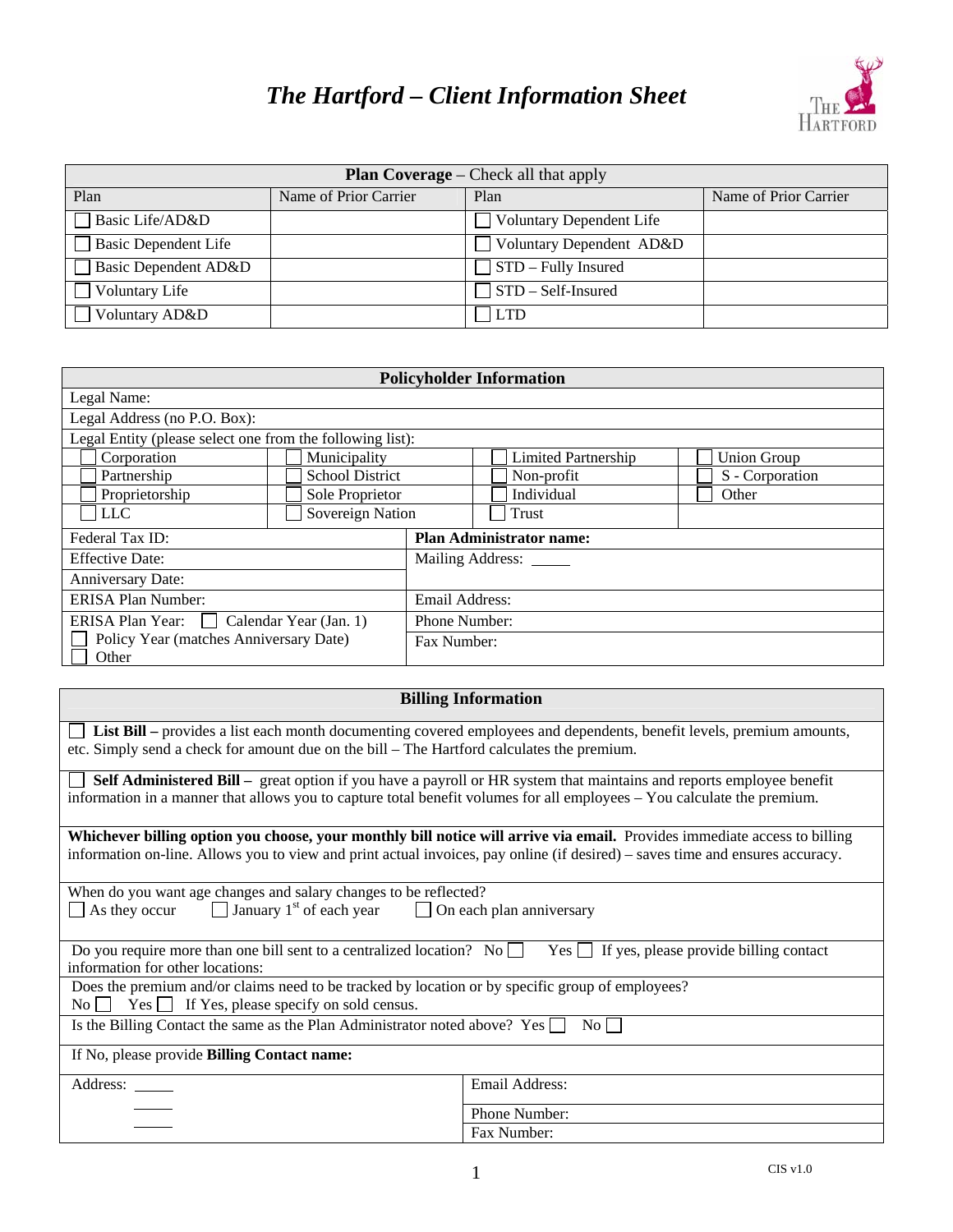# *The Hartford – Client Information Sheet*

| **Plan Coverage** – Check all that apply | | | |
|---|---|---|---|
| Plan | Name of Prior Carrier | Plan | Name of Prior Carrier |
| ☐ Basic Life/AD&D | | ☐ Voluntary Dependent Life | |
| ☐ Basic Dependent Life | | ☐ Voluntary Dependent AD&D | |
| ☐ Basic Dependent AD&D | | ☐ STD – Fully Insured | |
| ☐ Voluntary Life | | ☐ STD – Self-Insured | |
| ☐ Voluntary AD&D | | ☐ LTD | |

| **Policyholder Information** | | | |
|---|---|---|---|
| Legal Name: | | | |
| Legal Address (no P.O. Box): | | | |
| Legal Entity (please select one from the following list): | | | |
| ☐ Corporation | ☐ Municipality | ☐ Limited Partnership | ☐ Union Group |
| ☐ Partnership | ☐ School District | ☐ Non-profit | ☐ S - Corporation |
| ☐ Proprietorship | ☐ Sole Proprietor | ☐ Individual | ☐ Other |
| ☐ LLC | ☐ Sovereign Nation | ☐ Trust | |

| | |
|---|---|
| Federal Tax ID: | **Plan Administrator name:** |
| Effective Date: | Mailing Address: _____ |
| Anniversary Date: | |
| ERISA Plan Number: | Email Address: |
| ERISA Plan Year: ☐ Calendar Year (Jan. 1) | Phone Number: |
| ☐ Policy Year (matches Anniversary Date) ☐ Other | Fax Number: |

## Billing Information

☐ **List Bill –** provides a list each month documenting covered employees and dependents, benefit levels, premium amounts, etc. Simply send a check for amount due on the bill – The Hartford calculates the premium.

☐ **Self Administered Bill –** great option if you have a payroll or HR system that maintains and reports employee benefit information in a manner that allows you to capture total benefit volumes for all employees – You calculate the premium.

**Whichever billing option you choose, your monthly bill notice will arrive via email.** Provides immediate access to billing information on-line. Allows you to view and print actual invoices, pay online (if desired) – saves time and ensures accuracy.

When do you want age changes and salary changes to be reflected?
☐ As they occur ☐ January 1st of each year ☐ On each plan anniversary

Do you require more than one bill sent to a centralized location? No ☐ Yes ☐ If yes, please provide billing contact information for other locations:

Does the premium and/or claims need to be tracked by location or by specific group of employees?
No ☐ Yes ☐ If Yes, please specify on sold census.

Is the Billing Contact the same as the Plan Administrator noted above? Yes ☐ No ☐

If No, please provide **Billing Contact name:**

| | |
|---|---|
| Address: _____ | Email Address: |
| _____ | Phone Number: |
| _____ | Fax Number: |

CIS v1.0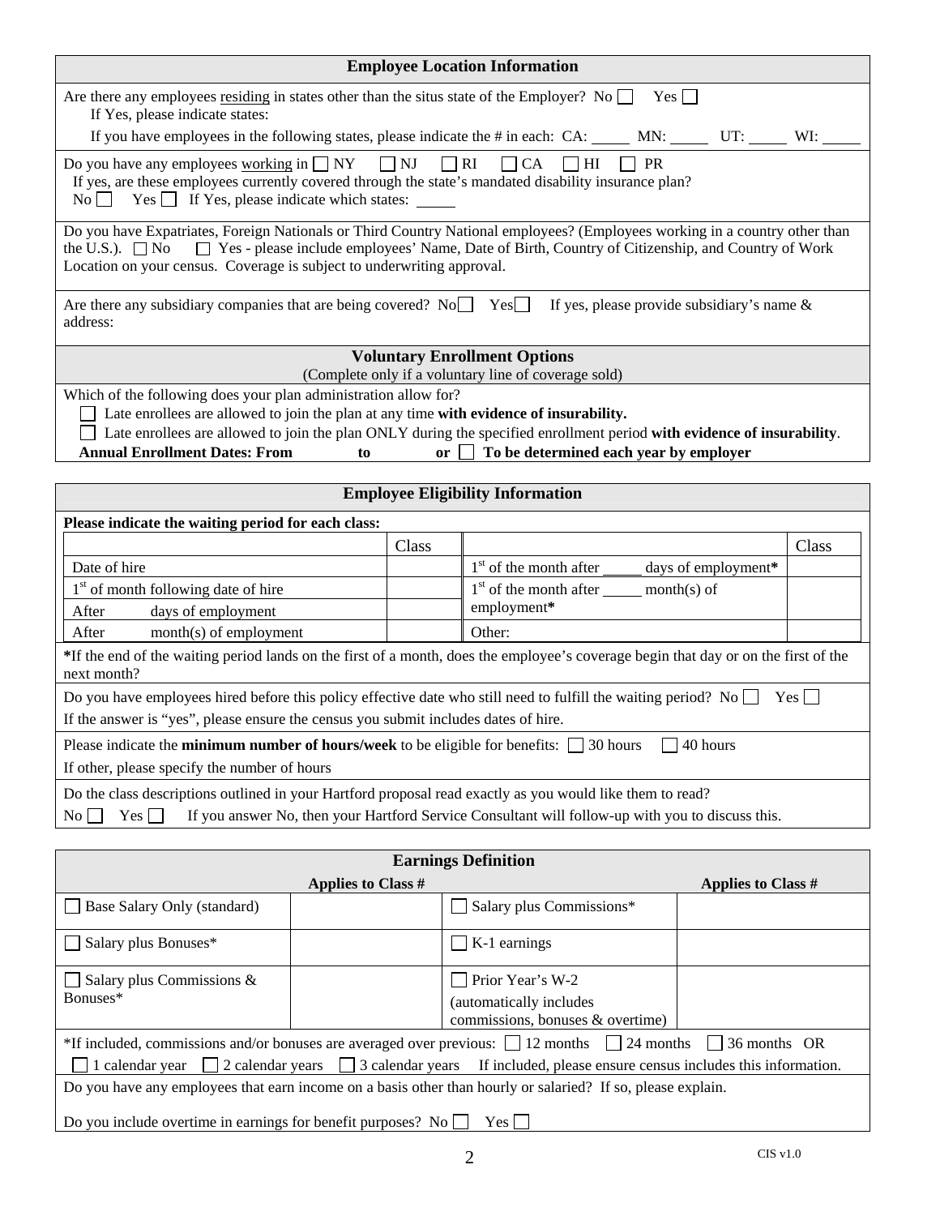## Employee Location Information

Are there any employees residing in states other than the situs state of the Employer? No ☐ Yes ☐
If Yes, please indicate states:
If you have employees in the following states, please indicate the # in each: CA: _____ MN: _____ UT: _____ WI: _____

Do you have any employees working in ☐ NY ☐ NJ ☐ RI ☐ CA ☐ HI ☐ PR
If yes, are these employees currently covered through the state's mandated disability insurance plan?
No ☐ Yes ☐ If Yes, please indicate which states: _____

Do you have Expatriates, Foreign Nationals or Third Country National employees? (Employees working in a country other than the U.S.). ☐ No ☐ Yes - please include employees' Name, Date of Birth, Country of Citizenship, and Country of Work Location on your census. Coverage is subject to underwriting approval.

Are there any subsidiary companies that are being covered? No ☐ Yes ☐ If yes, please provide subsidiary's name & address:

## Voluntary Enrollment Options

(Complete only if a voluntary line of coverage sold)

Which of the following does your plan administration allow for?

☐ Late enrollees are allowed to join the plan at any time **with evidence of insurability.**

☐ Late enrollees are allowed to join the plan ONLY during the specified enrollment period **with evidence of insurability**.

**Annual Enrollment Dates: From _____ to _____ or ☐ To be determined each year by employer**

## Employee Eligibility Information

**Please indicate the waiting period for each class:**

| | Class | | Class |
|---|---|---|---|
| Date of hire | | 1st of the month after _____ days of employment* | |
| 1st of month following date of hire | | 1st of the month after _____ month(s) of employment* | |
| After _____ days of employment | | | |
| After _____ month(s) of employment | | Other: | |

***If the end of the waiting period lands on the first of a month, does the employee's coverage begin that day or on the first of the next month?**

Do you have employees hired before this policy effective date who still need to fulfill the waiting period? No ☐ Yes ☐
If the answer is "yes", please ensure the census you submit includes dates of hire.

Please indicate the **minimum number of hours/week** to be eligible for benefits: ☐ 30 hours ☐ 40 hours
If other, please specify the number of hours

Do the class descriptions outlined in your Hartford proposal read exactly as you would like them to read?
No ☐ Yes ☐ If you answer No, then your Hartford Service Consultant will follow-up with you to discuss this.

## Earnings Definition

| | Applies to Class # | | Applies to Class # |
|---|---|---|---|
| ☐ Base Salary Only (standard) | | ☐ Salary plus Commissions* | |
| ☐ Salary plus Bonuses* | | ☐ K-1 earnings | |
| ☐ Salary plus Commissions & Bonuses* | | ☐ Prior Year's W-2 (automatically includes commissions, bonuses & overtime) | |

*If included, commissions and/or bonuses are averaged over previous: ☐ 12 months ☐ 24 months ☐ 36 months OR
☐ 1 calendar year ☐ 2 calendar years ☐ 3 calendar years If included, please ensure census includes this information.

Do you have any employees that earn income on a basis other than hourly or salaried? If so, please explain.

Do you include overtime in earnings for benefit purposes? No ☐ Yes ☐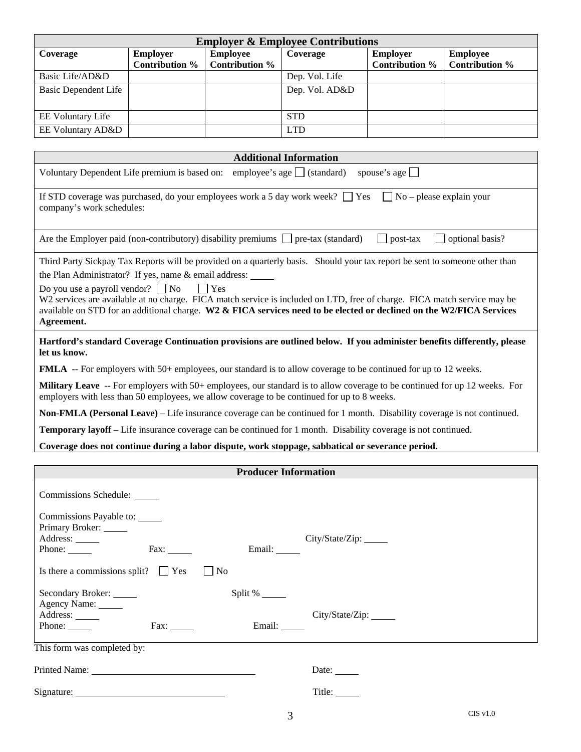| Employer & Employee Contributions | | | | | |
|---|---|---|---|---|---|
| **Coverage** | **Employer Contribution %** | **Employee Contribution %** | **Coverage** | **Employer Contribution %** | **Employee Contribution %** |
| Basic Life/AD&D | | | Dep. Vol. Life | | |
| Basic Dependent Life | | | Dep. Vol. AD&D | | |
| EE Voluntary Life | | | STD | | |
| EE Voluntary AD&D | | | LTD | | |

## Additional Information

Voluntary Dependent Life premium is based on: employee's age ☐ (standard) spouse's age ☐

If STD coverage was purchased, do your employees work a 5 day work week? ☐ Yes ☐ No – please explain your company's work schedules:

Are the Employer paid (non-contributory) disability premiums ☐ pre-tax (standard) ☐ post-tax ☐ optional basis?

Third Party Sickpay Tax Reports will be provided on a quarterly basis. Should your tax report be sent to someone other than the Plan Administrator? If yes, name & email address: _____

Do you use a payroll vendor? ☐ No ☐ Yes

W2 services are available at no charge. FICA match service is included on LTD, free of charge. FICA match service may be available on STD for an additional charge. **W2 & FICA services need to be elected or declined on the W2/FICA Services Agreement.**

**Hartford's standard Coverage Continuation provisions are outlined below. If you administer benefits differently, please let us know.**

**FMLA** -- For employers with 50+ employees, our standard is to allow coverage to be continued for up to 12 weeks.

**Military Leave** -- For employers with 50+ employees, our standard is to allow coverage to be continued for up 12 weeks. For employers with less than 50 employees, we allow coverage to be continued for up to 8 weeks.

**Non-FMLA (Personal Leave)** – Life insurance coverage can be continued for 1 month. Disability coverage is not continued.

**Temporary layoff** – Life insurance coverage can be continued for 1 month. Disability coverage is not continued.

**Coverage does not continue during a labor dispute, work stoppage, sabbatical or severance period.**

## Producer Information

Commissions Schedule: _____

Commissions Payable to: _____

Primary Broker: _____

Address: _____ City/State/Zip: _____

Phone: _____ Fax: _____ Email: _____

Is there a commissions split? ☐ Yes ☐ No

Secondary Broker: _____ Split % _____

Agency Name: _____

Address: _____ City/State/Zip: _____

Phone: _____ Fax: _____ Email: _____

This form was completed by:

Printed Name: ______________________ Date: _____

Signature: ______________________ Title: _____

CIS v1.0